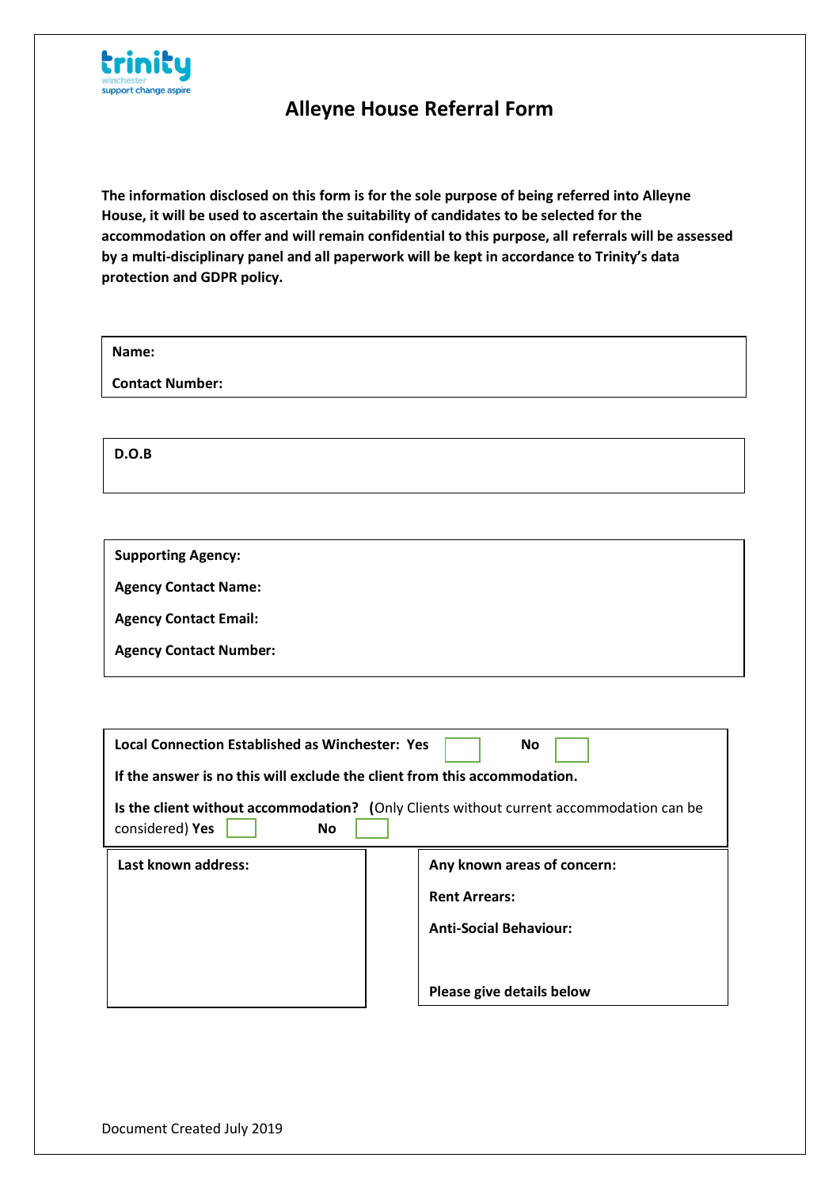trinity winchester support change aspire

# Alleyne House Referral Form

**The information disclosed on this form is for the sole purpose of being referred into Alleyne House, it will be used to ascertain the suitability of candidates to be selected for the accommodation on offer and will remain confidential to this purpose, all referrals will be assessed by a multi-disciplinary panel and all paperwork will be kept in accordance to Trinity's data protection and GDPR policy.**

**Name:**

**Contact Number:**

**D.O.B**

**Supporting Agency:**

**Agency Contact Name:**

**Agency Contact Email:**

**Agency Contact Number:**

**Local Connection Established as Winchester: Yes** ☐ **No** ☐

**If the answer is no this will exclude the client from this accommodation.**

**Is the client without accommodation? (**Only Clients without current accommodation can be considered) **Yes** ☐ **No** ☐

| **Last known address:** | **Any known areas of concern:**<br><br>**Rent Arrears:**<br><br>**Anti-Social Behaviour:**<br><br>**Please give details below** |
| --- | --- |

Document Created July 2019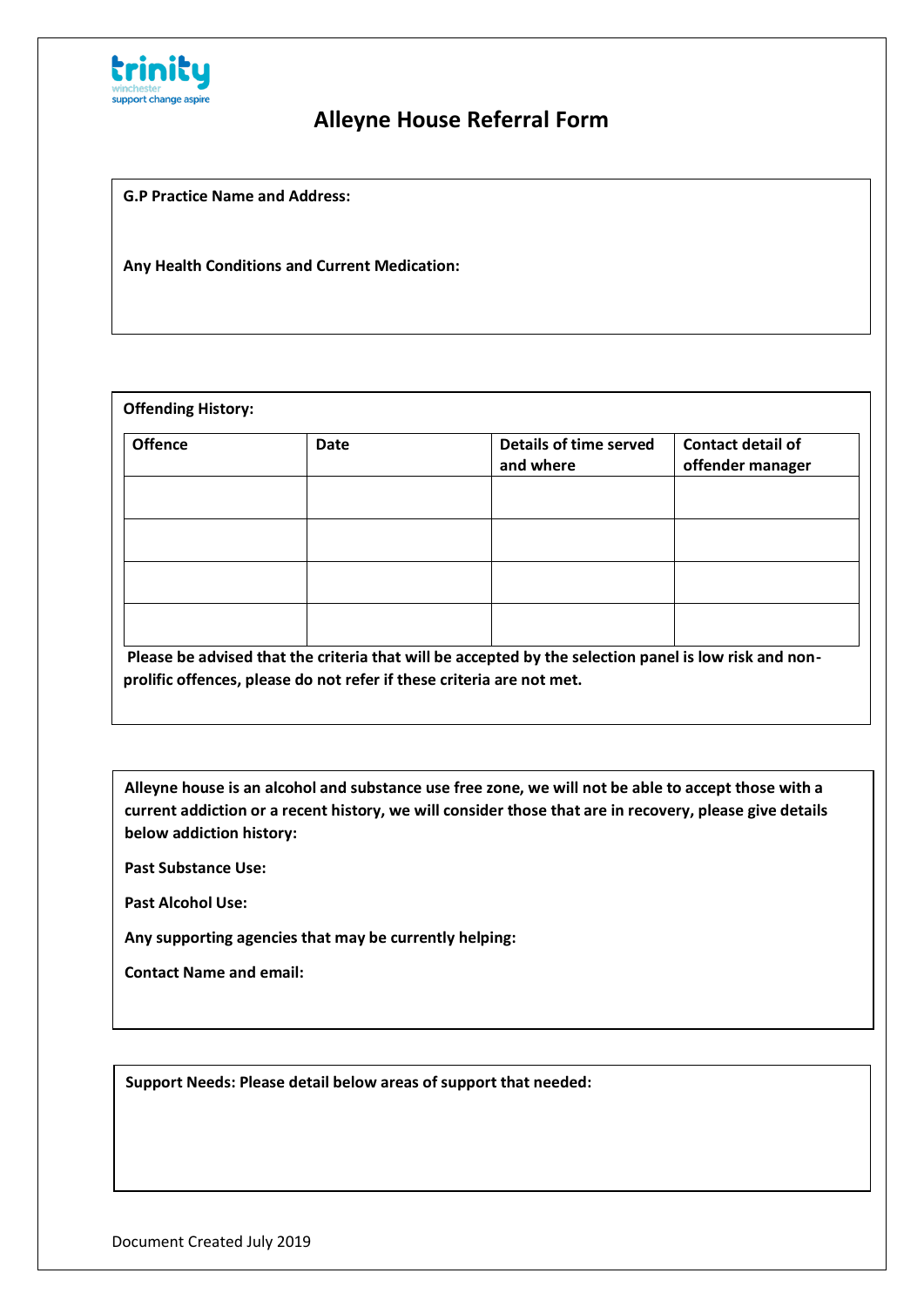trinity
winchester
support change aspire

# Alleyne House Referral Form

**G.P Practice Name and Address:**

**Any Health Conditions and Current Medication:**

**Offending History:**

| Offence | Date | Details of time served and where | Contact detail of offender manager |
|---|---|---|---|
| | | | |
| | | | |
| | | | |
| | | | |

**Please be advised that the criteria that will be accepted by the selection panel is low risk and non-prolific offences, please do not refer if these criteria are not met.**

**Alleyne house is an alcohol and substance use free zone, we will not be able to accept those with a current addiction or a recent history, we will consider those that are in recovery, please give details below addiction history:**

**Past Substance Use:**

**Past Alcohol Use:**

**Any supporting agencies that may be currently helping:**

**Contact Name and email:**

**Support Needs: Please detail below areas of support that needed:**

Document Created July 2019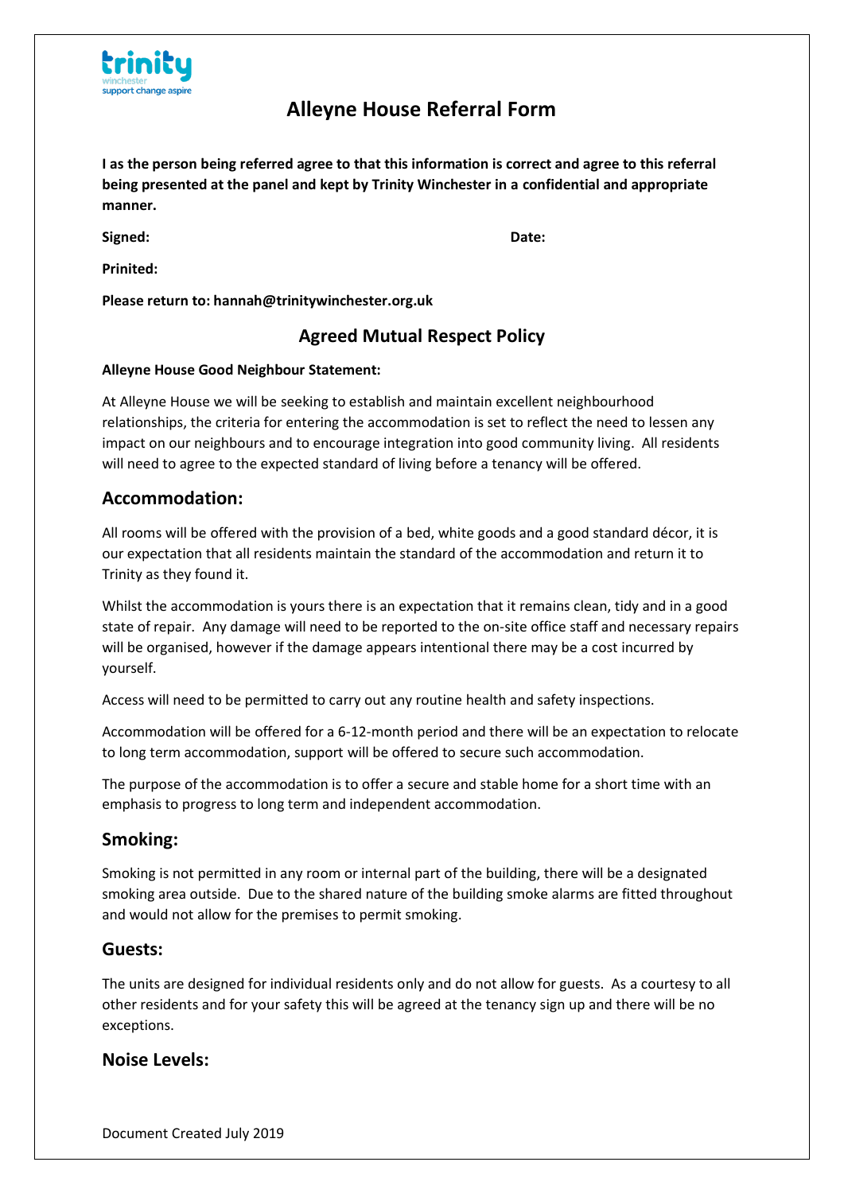trinity
winchester
support change aspire

# Alleyne House Referral Form

**I as the person being referred agree to that this information is correct and agree to this referral being presented at the panel and kept by Trinity Winchester in a confidential and appropriate manner.**

**Signed:** **Date:**

**Prinited:**

**Please return to: hannah@trinitywinchester.org.uk**

## Agreed Mutual Respect Policy

**Alleyne House Good Neighbour Statement:**

At Alleyne House we will be seeking to establish and maintain excellent neighbourhood relationships, the criteria for entering the accommodation is set to reflect the need to lessen any impact on our neighbours and to encourage integration into good community living. All residents will need to agree to the expected standard of living before a tenancy will be offered.

### Accommodation:

All rooms will be offered with the provision of a bed, white goods and a good standard décor, it is our expectation that all residents maintain the standard of the accommodation and return it to Trinity as they found it.

Whilst the accommodation is yours there is an expectation that it remains clean, tidy and in a good state of repair. Any damage will need to be reported to the on-site office staff and necessary repairs will be organised, however if the damage appears intentional there may be a cost incurred by yourself.

Access will need to be permitted to carry out any routine health and safety inspections.

Accommodation will be offered for a 6-12-month period and there will be an expectation to relocate to long term accommodation, support will be offered to secure such accommodation.

The purpose of the accommodation is to offer a secure and stable home for a short time with an emphasis to progress to long term and independent accommodation.

### Smoking:

Smoking is not permitted in any room or internal part of the building, there will be a designated smoking area outside. Due to the shared nature of the building smoke alarms are fitted throughout and would not allow for the premises to permit smoking.

### Guests:

The units are designed for individual residents only and do not allow for guests. As a courtesy to all other residents and for your safety this will be agreed at the tenancy sign up and there will be no exceptions.

### Noise Levels:

Document Created July 2019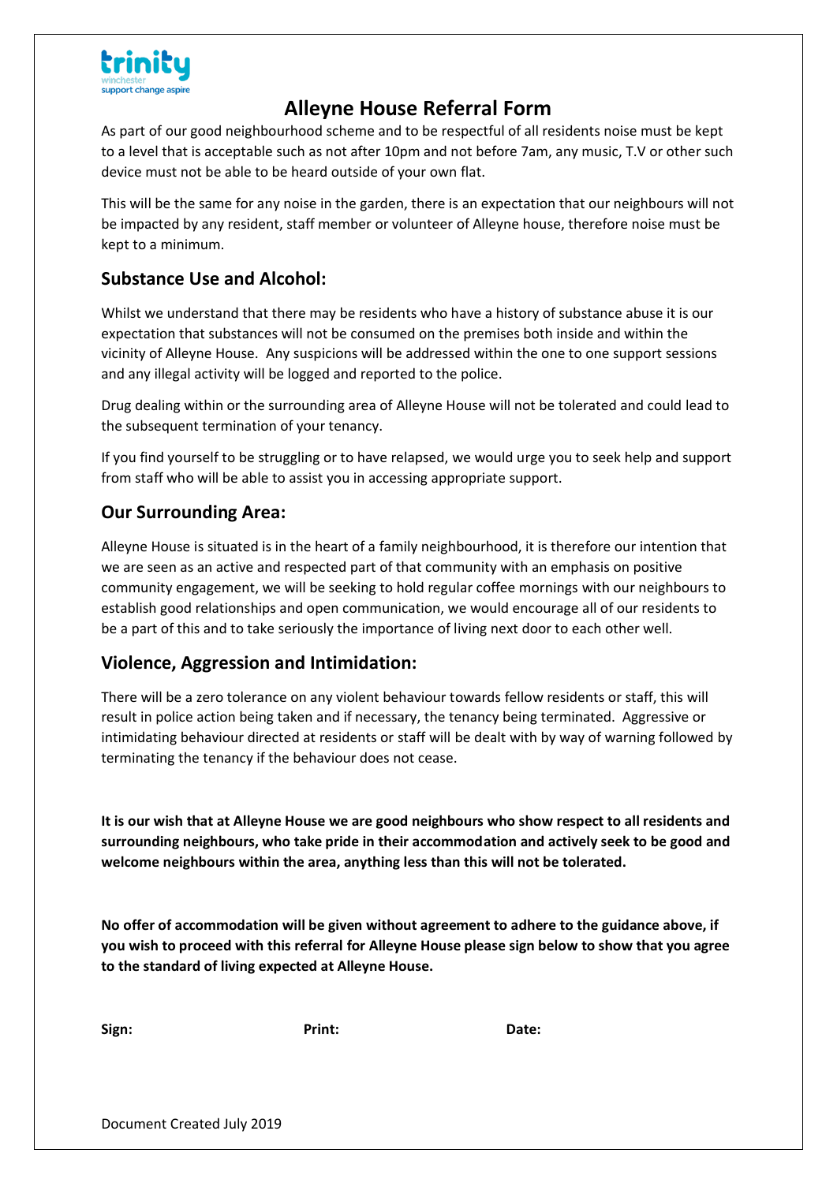trinity
winchester
support change aspire

# Alleyne House Referral Form

As part of our good neighbourhood scheme and to be respectful of all residents noise must be kept to a level that is acceptable such as not after 10pm and not before 7am, any music, T.V or other such device must not be able to be heard outside of your own flat.

This will be the same for any noise in the garden, there is an expectation that our neighbours will not be impacted by any resident, staff member or volunteer of Alleyne house, therefore noise must be kept to a minimum.

## Substance Use and Alcohol:

Whilst we understand that there may be residents who have a history of substance abuse it is our expectation that substances will not be consumed on the premises both inside and within the vicinity of Alleyne House. Any suspicions will be addressed within the one to one support sessions and any illegal activity will be logged and reported to the police.

Drug dealing within or the surrounding area of Alleyne House will not be tolerated and could lead to the subsequent termination of your tenancy.

If you find yourself to be struggling or to have relapsed, we would urge you to seek help and support from staff who will be able to assist you in accessing appropriate support.

## Our Surrounding Area:

Alleyne House is situated is in the heart of a family neighbourhood, it is therefore our intention that we are seen as an active and respected part of that community with an emphasis on positive community engagement, we will be seeking to hold regular coffee mornings with our neighbours to establish good relationships and open communication, we would encourage all of our residents to be a part of this and to take seriously the importance of living next door to each other well.

## Violence, Aggression and Intimidation:

There will be a zero tolerance on any violent behaviour towards fellow residents or staff, this will result in police action being taken and if necessary, the tenancy being terminated. Aggressive or intimidating behaviour directed at residents or staff will be dealt with by way of warning followed by terminating the tenancy if the behaviour does not cease.

**It is our wish that at Alleyne House we are good neighbours who show respect to all residents and surrounding neighbours, who take pride in their accommodation and actively seek to be good and welcome neighbours within the area, anything less than this will not be tolerated.**

**No offer of accommodation will be given without agreement to adhere to the guidance above, if you wish to proceed with this referral for Alleyne House please sign below to show that you agree to the standard of living expected at Alleyne House.**

**Sign:** **Print:** **Date:**

Document Created July 2019